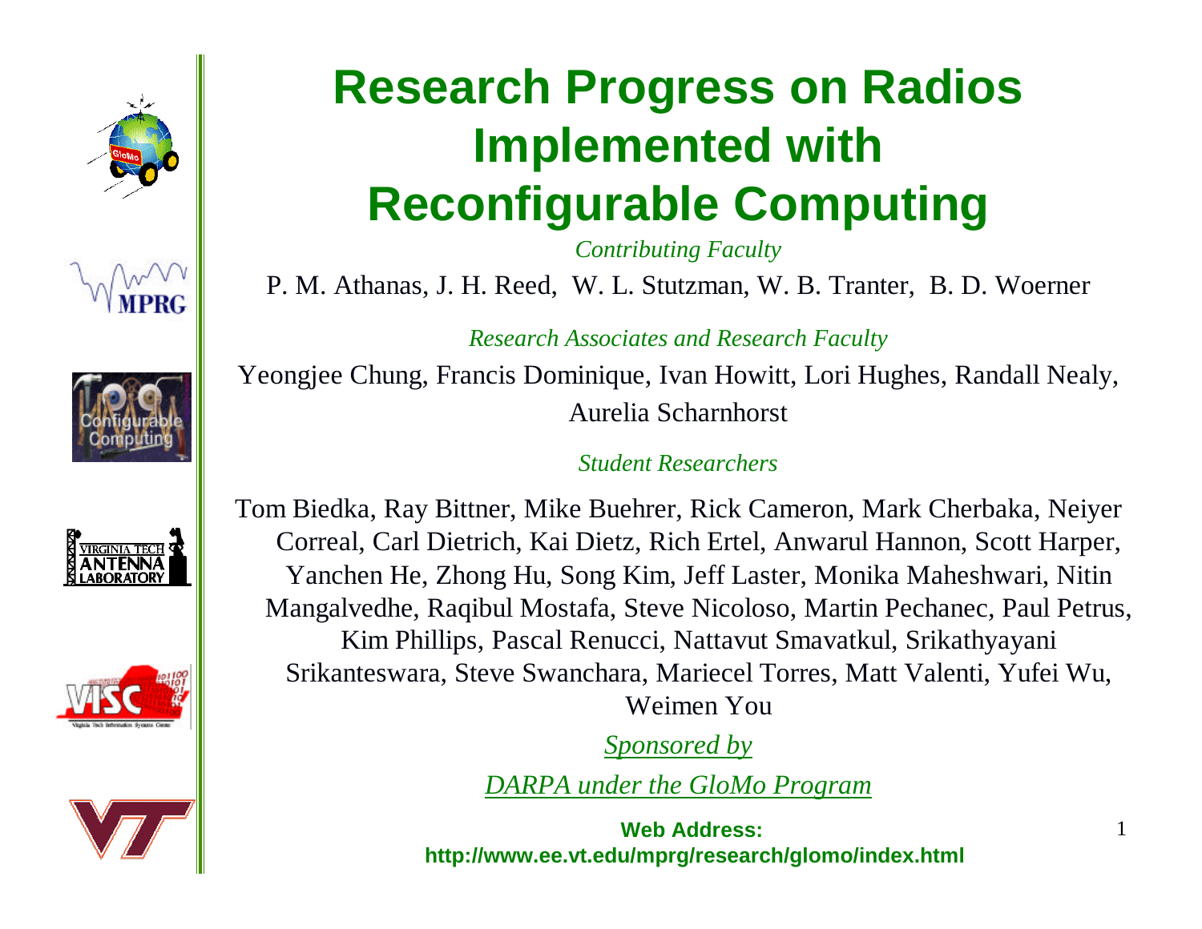# Research Progress on Radios Implemented with Reconfigurable Computing

*Contributing Faculty*

P. M. Athanas, J. H. Reed, W. L. Stutzman, W. B. Tranter, B. D. Woerner

*Research Associates and Research Faculty*

Yeongjee Chung, Francis Dominique, Ivan Howitt, Lori Hughes, Randall Nealy, Aurelia Scharnhorst

*Student Researchers*

Tom Biedka, Ray Bittner, Mike Buehrer, Rick Cameron, Mark Cherbaka, Neiyer Correal, Carl Dietrich, Kai Dietz, Rich Ertel, Anwarul Hannon, Scott Harper, Yanchen He, Zhong Hu, Song Kim, Jeff Laster, Monika Maheshwari, Nitin Mangalvedhe, Raqibul Mostafa, Steve Nicoloso, Martin Pechanec, Paul Petrus, Kim Phillips, Pascal Renucci, Nattavut Smavatkul, Srikathyayani Srikanteswara, Steve Swanchara, Mariecel Torres, Matt Valenti, Yufei Wu, Weimen You

*Sponsored by*

*DARPA under the GloMo Program*

**Web Address:**
**http://www.ee.vt.edu/mprg/research/glomo/index.html**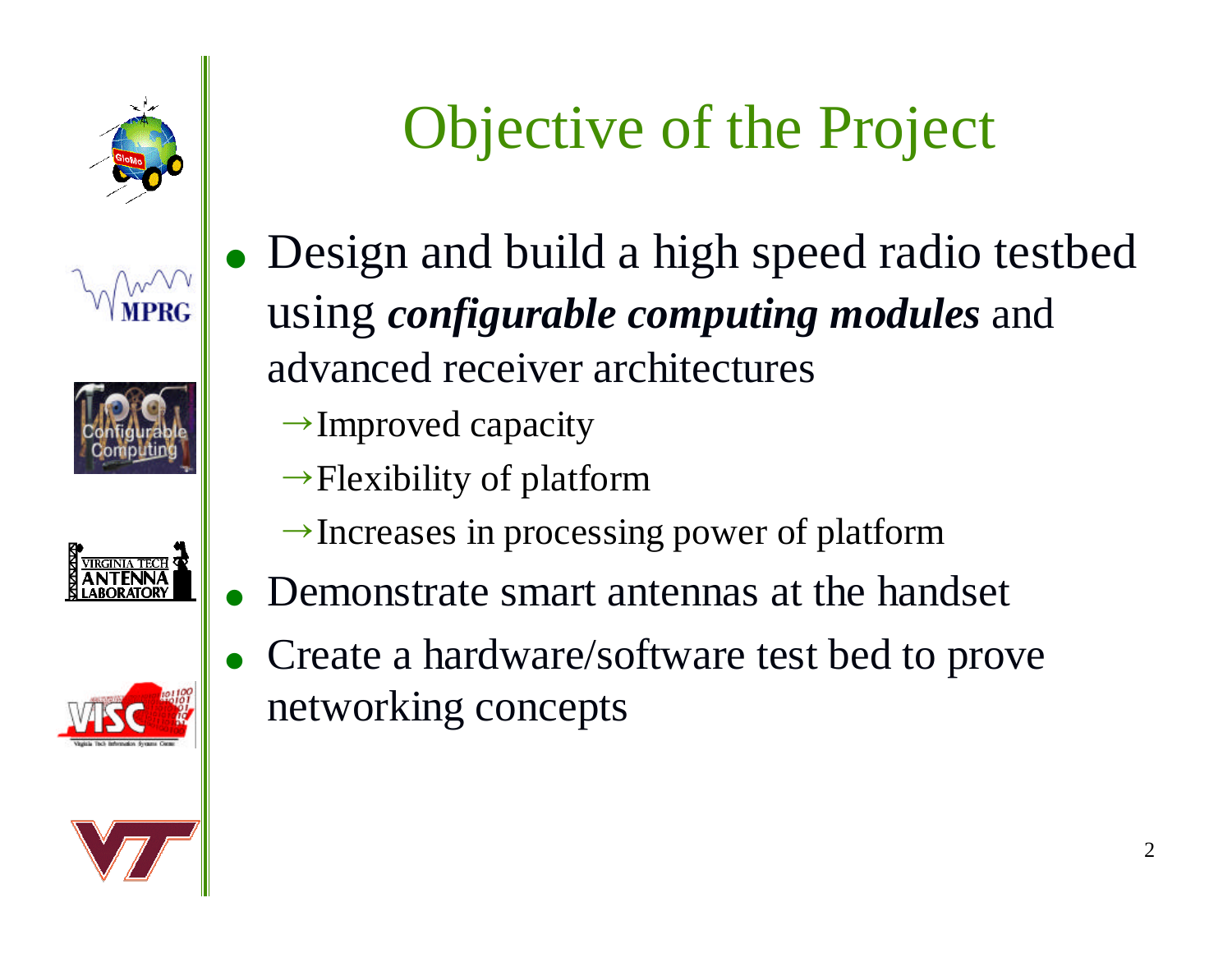# Objective of the Project

- Design and build a high speed radio testbed using ***configurable computing modules*** and advanced receiver architectures
  - →Improved capacity
  - →Flexibility of platform
  - →Increases in processing power of platform
- Demonstrate smart antennas at the handset
- Create a hardware/software test bed to prove networking concepts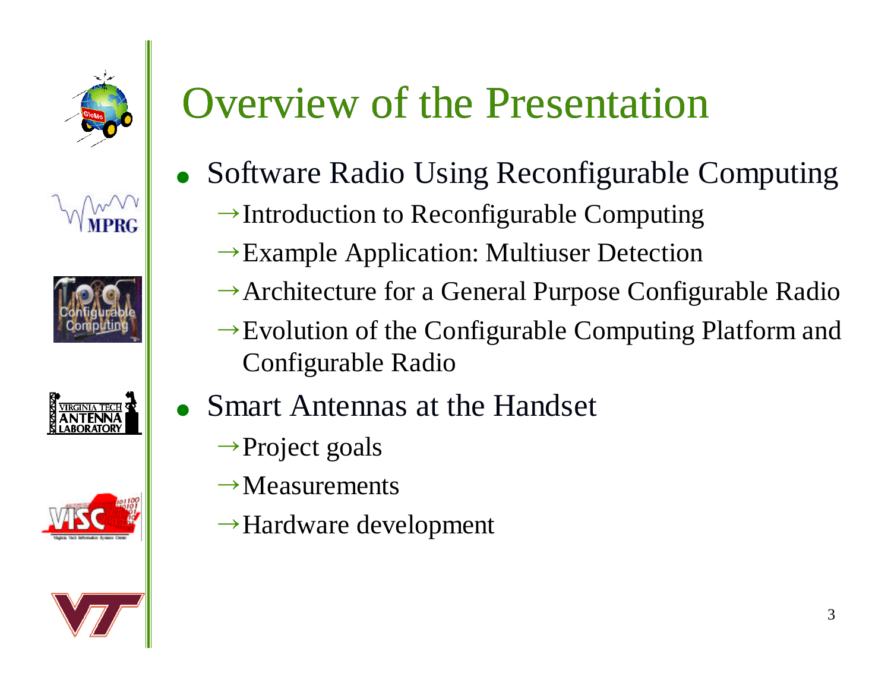# Overview of the Presentation

- Software Radio Using Reconfigurable Computing
  - →Introduction to Reconfigurable Computing
  - →Example Application: Multiuser Detection
  - →Architecture for a General Purpose Configurable Radio
  - →Evolution of the Configurable Computing Platform and Configurable Radio
- Smart Antennas at the Handset
  - →Project goals
  - →Measurements
  - →Hardware development